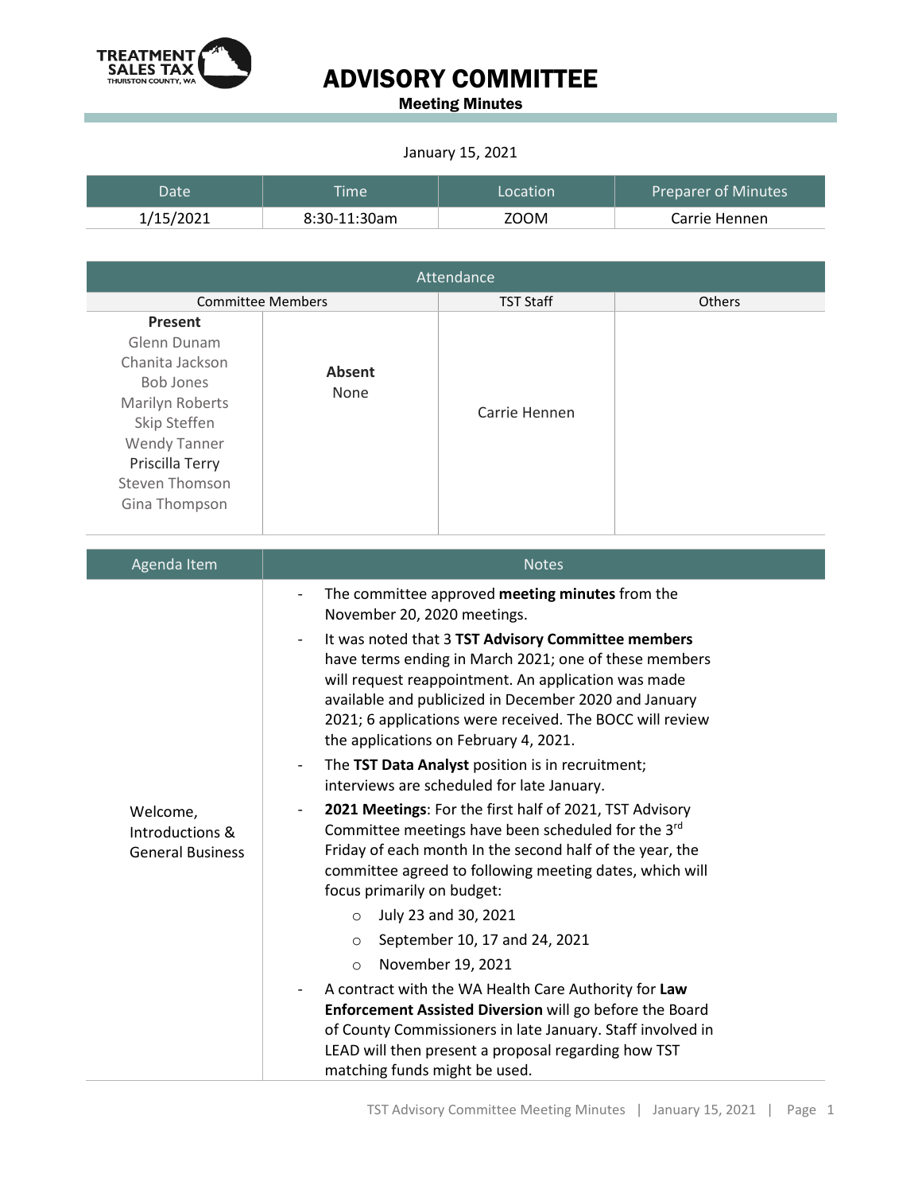TREATMENT SALES TAX THURSTON COUNTY, WA

# ADVISORY COMMITTEE

## Meeting Minutes

January 15, 2021

| Date | Time | Location | Preparer of Minutes |
| --- | --- | --- | --- |
| 1/15/2021 | 8:30-11:30am | ZOOM | Carrie Hennen |

| Attendance | | | |
| --- | --- | --- | --- |
| Committee Members | | TST Staff | Others |
| **Present**<br>Glenn Dunam<br>Chanita Jackson<br>Bob Jones<br>Marilyn Roberts<br>Skip Steffen<br>Wendy Tanner<br>Priscilla Terry<br>Steven Thomson<br>Gina Thompson | **Absent**<br>None | Carrie Hennen | |

| Agenda Item | Notes |
| --- | --- |
| Welcome, Introductions & General Business | - The committee approved **meeting minutes** from the November 20, 2020 meetings.<br>- It was noted that 3 **TST Advisory Committee members** have terms ending in March 2021; one of these members will request reappointment. An application was made available and publicized in December 2020 and January 2021; 6 applications were received. The BOCC will review the applications on February 4, 2021.<br>- The **TST Data Analyst** position is in recruitment; interviews are scheduled for late January.<br>- **2021 Meetings**: For the first half of 2021, TST Advisory Committee meetings have been scheduled for the 3rd Friday of each month In the second half of the year, the committee agreed to following meeting dates, which will focus primarily on budget:<br>&nbsp;&nbsp;o July 23 and 30, 2021<br>&nbsp;&nbsp;o September 10, 17 and 24, 2021<br>&nbsp;&nbsp;o November 19, 2021<br>- A contract with the WA Health Care Authority for **Law Enforcement Assisted Diversion** will go before the Board of County Commissioners in late January. Staff involved in LEAD will then present a proposal regarding how TST matching funds might be used. |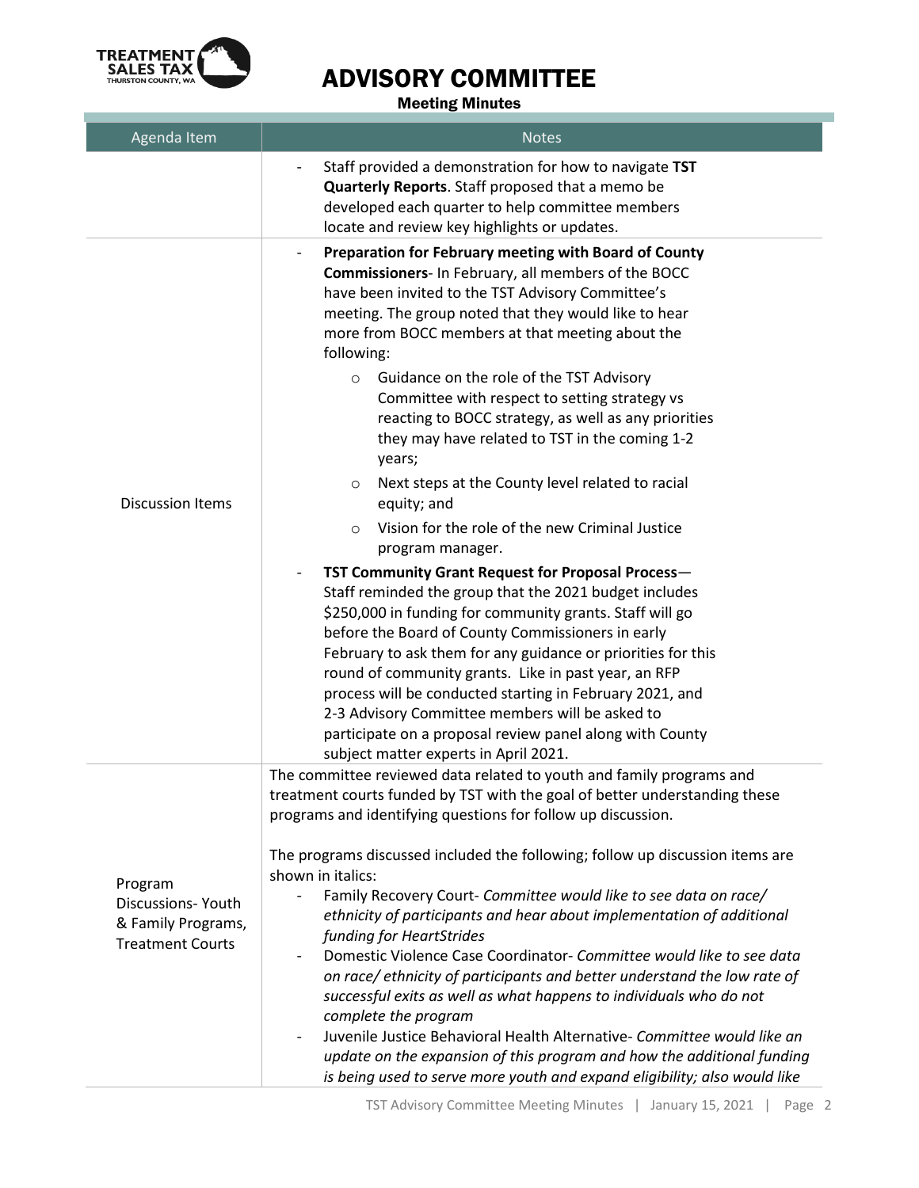# ADVISORY COMMITTEE

**Meeting Minutes**

| Agenda Item | Notes |
|---|---|
| | - Staff provided a demonstration for how to navigate **TST Quarterly Reports**. Staff proposed that a memo be developed each quarter to help committee members locate and review key highlights or updates. |
| Discussion Items | - **Preparation for February meeting with Board of County Commissioners**- In February, all members of the BOCC have been invited to the TST Advisory Committee's meeting. The group noted that they would like to hear more from BOCC members at that meeting about the following:<br>o Guidance on the role of the TST Advisory Committee with respect to setting strategy vs reacting to BOCC strategy, as well as any priorities they may have related to TST in the coming 1-2 years;<br>o Next steps at the County level related to racial equity; and<br>o Vision for the role of the new Criminal Justice program manager.<br>- **TST Community Grant Request for Proposal Process**— Staff reminded the group that the 2021 budget includes \$250,000 in funding for community grants. Staff will go before the Board of County Commissioners in early February to ask them for any guidance or priorities for this round of community grants. Like in past year, an RFP process will be conducted starting in February 2021, and 2-3 Advisory Committee members will be asked to participate on a proposal review panel along with County subject matter experts in April 2021. |
| Program Discussions- Youth & Family Programs, Treatment Courts | The committee reviewed data related to youth and family programs and treatment courts funded by TST with the goal of better understanding these programs and identifying questions for follow up discussion.<br><br>The programs discussed included the following; follow up discussion items are shown in italics:<br>- Family Recovery Court- *Committee would like to see data on race/ ethnicity of participants and hear about implementation of additional funding for HeartStrides*<br>- Domestic Violence Case Coordinator- *Committee would like to see data on race/ ethnicity of participants and better understand the low rate of successful exits as well as what happens to individuals who do not complete the program*<br>- Juvenile Justice Behavioral Health Alternative- *Committee would like an update on the expansion of this program and how the additional funding is being used to serve more youth and expand eligibility; also would like* |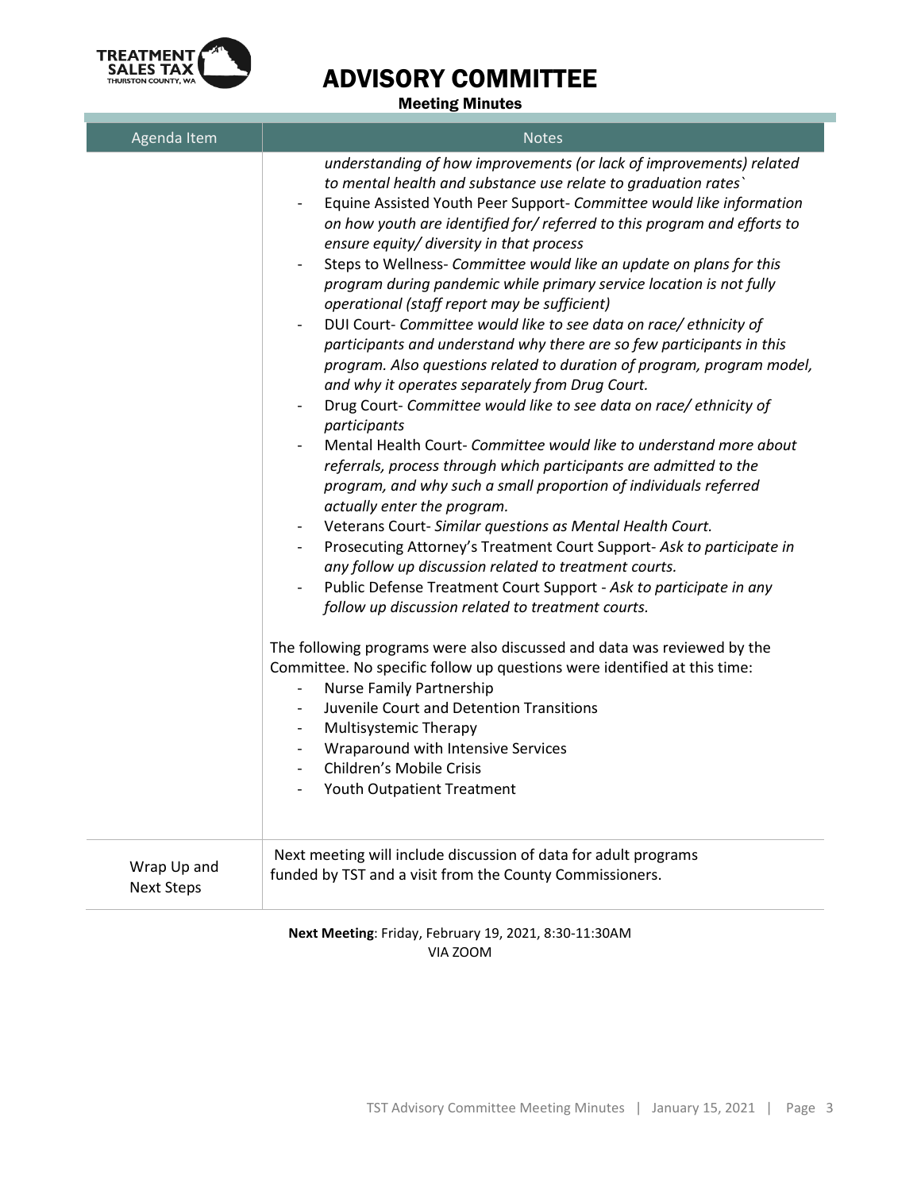# ADVISORY COMMITTEE

Meeting Minutes

| Agenda Item | Notes |
| --- | --- |
| | *understanding of how improvements (or lack of improvements) related to mental health and substance use relate to graduation rates`*<br>- Equine Assisted Youth Peer Support- *Committee would like information on how youth are identified for/ referred to this program and efforts to ensure equity/ diversity in that process*<br>- Steps to Wellness- *Committee would like an update on plans for this program during pandemic while primary service location is not fully operational (staff report may be sufficient)*<br>- DUI Court- *Committee would like to see data on race/ ethnicity of participants and understand why there are so few participants in this program. Also questions related to duration of program, program model, and why it operates separately from Drug Court.*<br>- Drug Court- *Committee would like to see data on race/ ethnicity of participants*<br>- Mental Health Court- *Committee would like to understand more about referrals, process through which participants are admitted to the program, and why such a small proportion of individuals referred actually enter the program.*<br>- Veterans Court- *Similar questions as Mental Health Court.*<br>- Prosecuting Attorney's Treatment Court Support- *Ask to participate in any follow up discussion related to treatment courts.*<br>- Public Defense Treatment Court Support - *Ask to participate in any follow up discussion related to treatment courts.*<br><br>The following programs were also discussed and data was reviewed by the Committee. No specific follow up questions were identified at this time:<br>- Nurse Family Partnership<br>- Juvenile Court and Detention Transitions<br>- Multisystemic Therapy<br>- Wraparound with Intensive Services<br>- Children's Mobile Crisis<br>- Youth Outpatient Treatment |
| Wrap Up and Next Steps | Next meeting will include discussion of data for adult programs funded by TST and a visit from the County Commissioners. |

**Next Meeting**: Friday, February 19, 2021, 8:30-11:30AM
VIA ZOOM